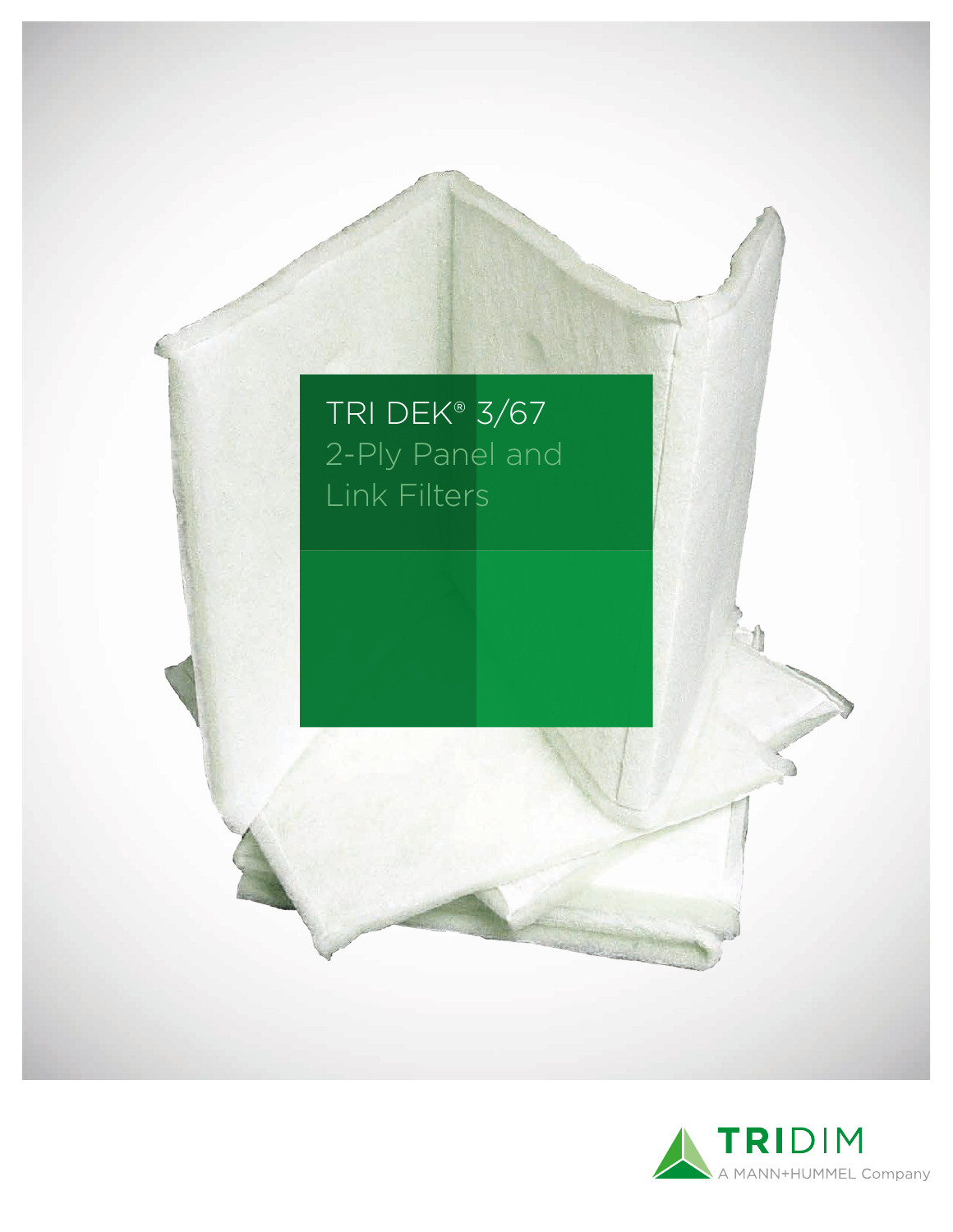# TRI DEK® 3/67 2-Ply Panel and Link Filters

TRIDIM
A MANN+HUMMEL Company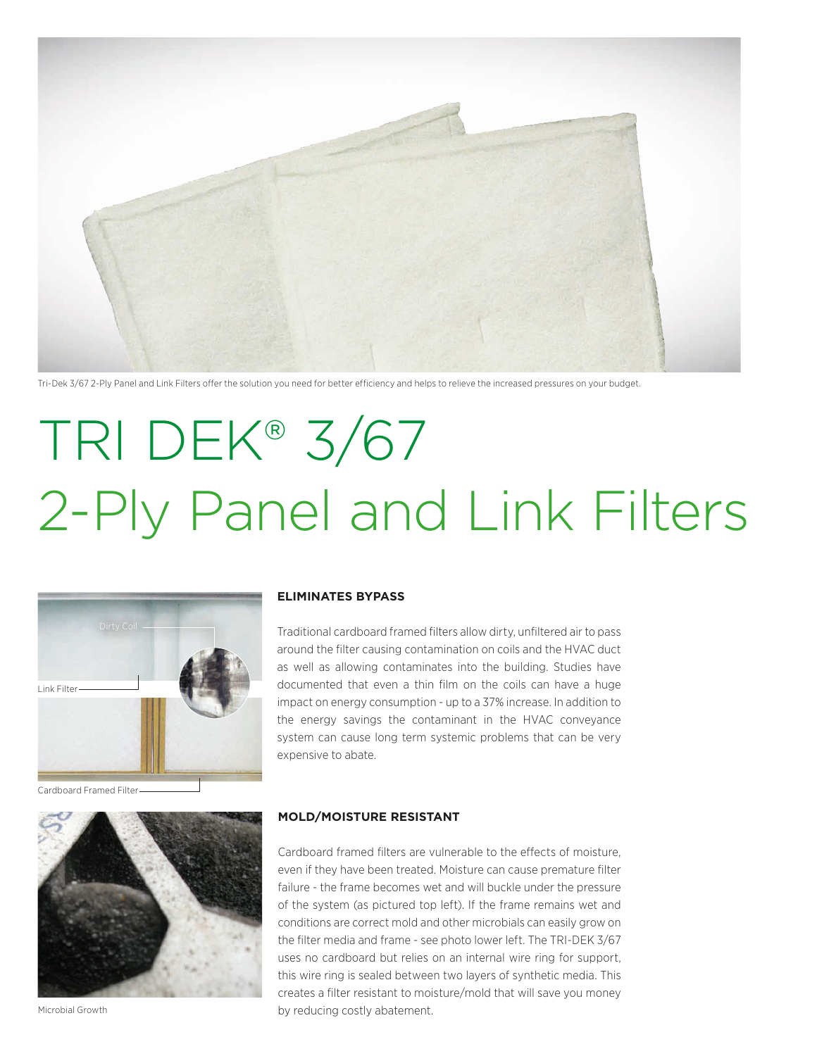Tri-Dek 3/67 2-Ply Panel and Link Filters offer the solution you need for better efficiency and helps to relieve the increased pressures on your budget.

# TRI DEK® 3/67 2-Ply Panel and Link Filters

Dirty Coil

Link Filter

Cardboard Framed Filter

### ELIMINATES BYPASS

Traditional cardboard framed filters allow dirty, unfiltered air to pass around the filter causing contamination on coils and the HVAC duct as well as allowing contaminates into the building. Studies have documented that even a thin film on the coils can have a huge impact on energy consumption - up to a 37% increase. In addition to the energy savings the contaminant in the HVAC conveyance system can cause long term systemic problems that can be very expensive to abate.

Microbial Growth

### MOLD/MOISTURE RESISTANT

Cardboard framed filters are vulnerable to the effects of moisture, even if they have been treated. Moisture can cause premature filter failure - the frame becomes wet and will buckle under the pressure of the system (as pictured top left). If the frame remains wet and conditions are correct mold and other microbials can easily grow on the filter media and frame - see photo lower left. The TRI-DEK 3/67 uses no cardboard but relies on an internal wire ring for support, this wire ring is sealed between two layers of synthetic media. This creates a filter resistant to moisture/mold that will save you money by reducing costly abatement.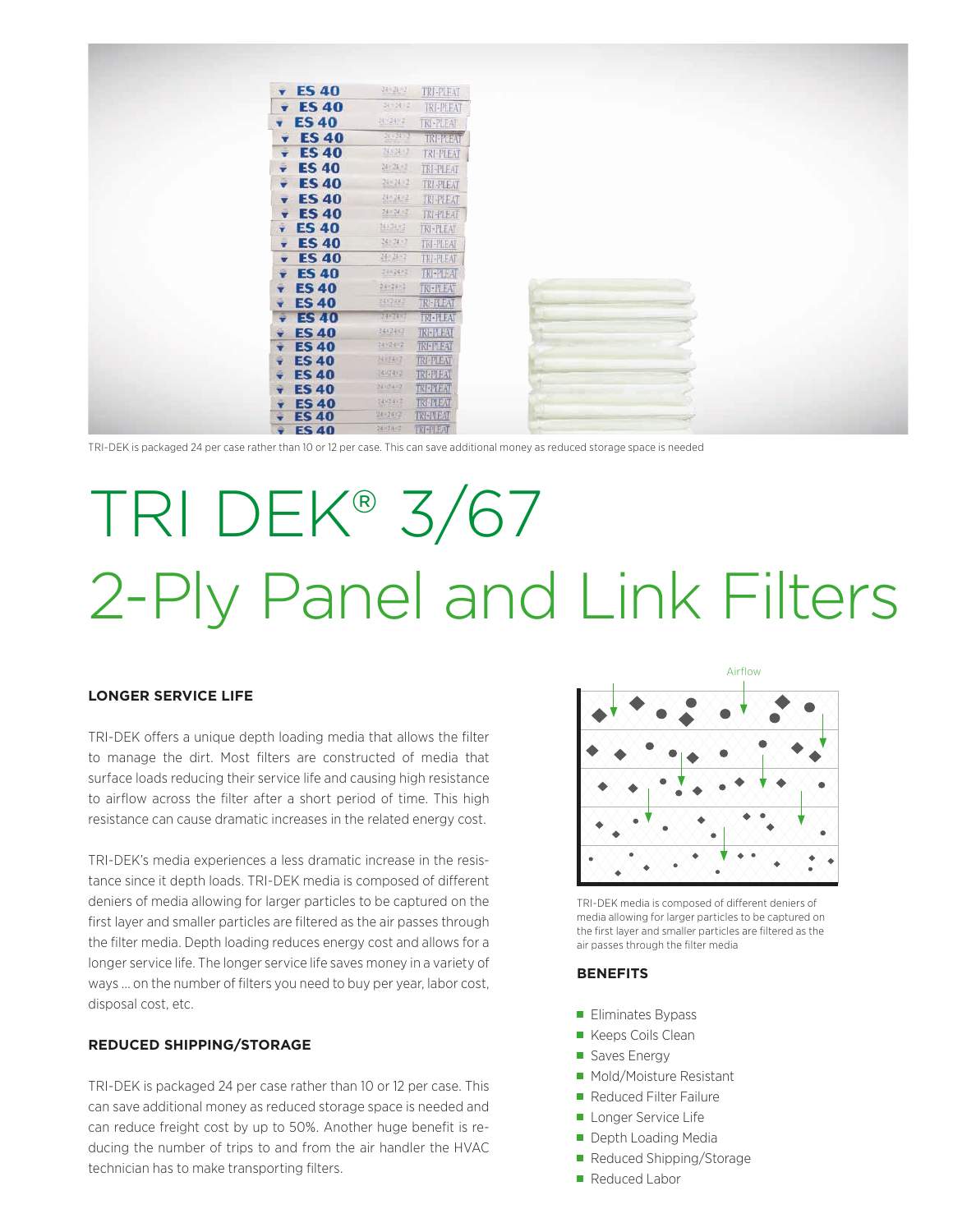TRI-DEK is packaged 24 per case rather than 10 or 12 per case. This can save additional money as reduced storage space is needed

# TRI DEK® 3/67
# 2-Ply Panel and Link Filters

### LONGER SERVICE LIFE

TRI-DEK offers a unique depth loading media that allows the filter to manage the dirt. Most filters are constructed of media that surface loads reducing their service life and causing high resistance to airflow across the filter after a short period of time. This high resistance can cause dramatic increases in the related energy cost.

TRI-DEK's media experiences a less dramatic increase in the resistance since it depth loads. TRI-DEK media is composed of different deniers of media allowing for larger particles to be captured on the first layer and smaller particles are filtered as the air passes through the filter media. Depth loading reduces energy cost and allows for a longer service life. The longer service life saves money in a variety of ways ... on the number of filters you need to buy per year, labor cost, disposal cost, etc.

### REDUCED SHIPPING/STORAGE

TRI-DEK is packaged 24 per case rather than 10 or 12 per case. This can save additional money as reduced storage space is needed and can reduce freight cost by up to 50%. Another huge benefit is reducing the number of trips to and from the air handler the HVAC technician has to make transporting filters.

Airflow

TRI-DEK media is composed of different deniers of media allowing for larger particles to be captured on the first layer and smaller particles are filtered as the air passes through the filter media

### BENEFITS

- Eliminates Bypass
- Keeps Coils Clean
- Saves Energy
- Mold/Moisture Resistant
- Reduced Filter Failure
- Longer Service Life
- Depth Loading Media
- Reduced Shipping/Storage
- Reduced Labor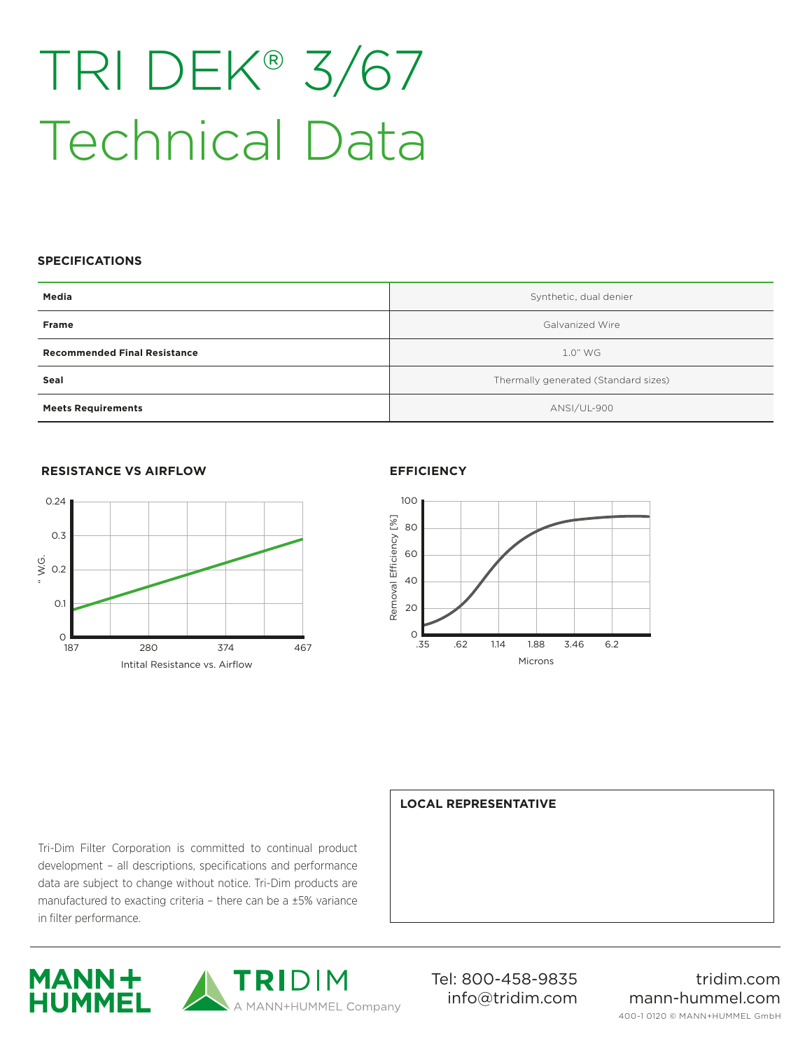# TRI DEK® 3/67 Technical Data

### SPECIFICATIONS

| | |
|---|---|
| **Media** | Synthetic, dual denier |
| **Frame** | Galvanized Wire |
| **Recommended Final Resistance** | 1.0" WG |
| **Seal** | Thermally generated (Standard sizes) |
| **Meets Requirements** | ANSI/UL-900 |

### RESISTANCE VS AIRFLOW

0.24
0.3
0.2
0.1
0
" W.G.
187
280
374
467
Intital Resistance vs. Airflow

### EFFICIENCY

100
80
60
40
20
0
Removal Efficiency [%]
.35
.62
1.14
1.88
3.46
6.2
Microns

Tri-Dim Filter Corporation is committed to continual product development – all descriptions, specifications and performance data are subject to change without notice. Tri-Dim products are manufactured to exacting criteria – there can be a ±5% variance in filter performance.

**LOCAL REPRESENTATIVE**

MANN+HUMMEL

TRIDIM
A MANN+HUMMEL Company

Tel: 800-458-9835
info@tridim.com

tridim.com
mann-hummel.com

400-1 0120 © MANN+HUMMEL GmbH